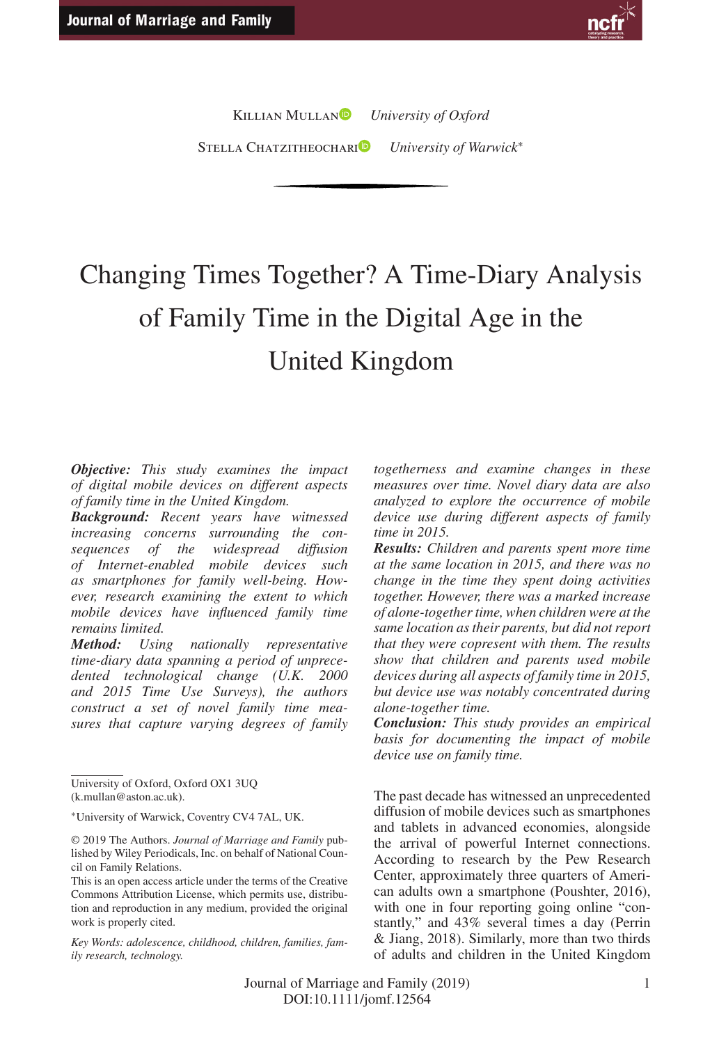Killian Mullan *University of Oxford*

Stella Chatzitheochari *University of Warwick*[*]

# Changing Times Together? A Time-Diary Analysis of Family Time in the Digital Age in the United Kingdom

***Objective:*** *This study examines the impact of digital mobile devices on different aspects of family time in the United Kingdom.*

***Background:*** *Recent years have witnessed increasing concerns surrounding the consequences of the widespread diffusion of Internet-enabled mobile devices such as smartphones for family well-being. However, research examining the extent to which mobile devices have influenced family time remains limited.*

***Method:*** *Using nationally representative time-diary data spanning a period of unprecedented technological change (U.K. 2000 and 2015 Time Use Surveys), the authors construct a set of novel family time measures that capture varying degrees of family togetherness and examine changes in these measures over time. Novel diary data are also analyzed to explore the occurrence of mobile device use during different aspects of family time in 2015.*

***Results:*** *Children and parents spent more time at the same location in 2015, and there was no change in the time they spent doing activities together. However, there was a marked increase of alone-together time, when children were at the same location as their parents, but did not report that they were copresent with them. The results show that children and parents used mobile devices during all aspects of family time in 2015, but device use was notably concentrated during alone-together time.*

***Conclusion:*** *This study provides an empirical basis for documenting the impact of mobile device use on family time.*

University of Oxford, Oxford OX1 3UQ (k.mullan@aston.ac.uk).

[*]University of Warwick, Coventry CV4 7AL, UK.

© 2019 The Authors. *Journal of Marriage and Family* published by Wiley Periodicals, Inc. on behalf of National Council on Family Relations.

This is an open access article under the terms of the Creative Commons Attribution License, which permits use, distribution and reproduction in any medium, provided the original work is properly cited.

*Key Words: adolescence, childhood, children, families, family research, technology.*

The past decade has witnessed an unprecedented diffusion of mobile devices such as smartphones and tablets in advanced economies, alongside the arrival of powerful Internet connections. According to research by the Pew Research Center, approximately three quarters of American adults own a smartphone (Poushter, 2016), with one in four reporting going online "constantly," and 43% several times a day (Perrin & Jiang, 2018). Similarly, more than two thirds of adults and children in the United Kingdom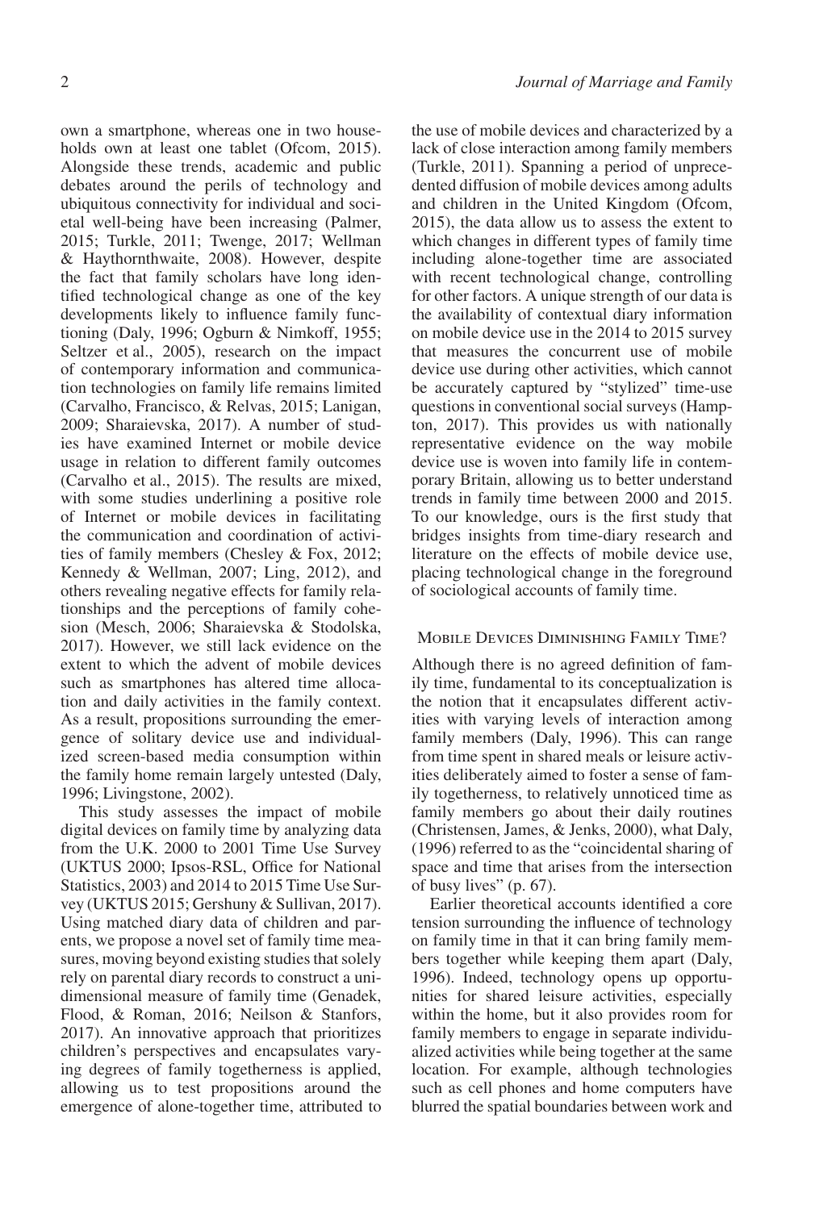own a smartphone, whereas one in two households own at least one tablet (Ofcom, 2015). Alongside these trends, academic and public debates around the perils of technology and ubiquitous connectivity for individual and societal well-being have been increasing (Palmer, 2015; Turkle, 2011; Twenge, 2017; Wellman & Haythornthwaite, 2008). However, despite the fact that family scholars have long identified technological change as one of the key developments likely to influence family functioning (Daly, 1996; Ogburn & Nimkoff, 1955; Seltzer et al., 2005), research on the impact of contemporary information and communication technologies on family life remains limited (Carvalho, Francisco, & Relvas, 2015; Lanigan, 2009; Sharaievska, 2017). A number of studies have examined Internet or mobile device usage in relation to different family outcomes (Carvalho et al., 2015). The results are mixed, with some studies underlining a positive role of Internet or mobile devices in facilitating the communication and coordination of activities of family members (Chesley & Fox, 2012; Kennedy & Wellman, 2007; Ling, 2012), and others revealing negative effects for family relationships and the perceptions of family cohesion (Mesch, 2006; Sharaievska & Stodolska, 2017). However, we still lack evidence on the extent to which the advent of mobile devices such as smartphones has altered time allocation and daily activities in the family context. As a result, propositions surrounding the emergence of solitary device use and individualized screen-based media consumption within the family home remain largely untested (Daly, 1996; Livingstone, 2002).

This study assesses the impact of mobile digital devices on family time by analyzing data from the U.K. 2000 to 2001 Time Use Survey (UKTUS 2000; Ipsos-RSL, Office for National Statistics, 2003) and 2014 to 2015 Time Use Survey (UKTUS 2015; Gershuny & Sullivan, 2017). Using matched diary data of children and parents, we propose a novel set of family time measures, moving beyond existing studies that solely rely on parental diary records to construct a unidimensional measure of family time (Genadek, Flood, & Roman, 2016; Neilson & Stanfors, 2017). An innovative approach that prioritizes children's perspectives and encapsulates varying degrees of family togetherness is applied, allowing us to test propositions around the emergence of alone-together time, attributed to the use of mobile devices and characterized by a lack of close interaction among family members (Turkle, 2011). Spanning a period of unprecedented diffusion of mobile devices among adults and children in the United Kingdom (Ofcom, 2015), the data allow us to assess the extent to which changes in different types of family time including alone-together time are associated with recent technological change, controlling for other factors. A unique strength of our data is the availability of contextual diary information on mobile device use in the 2014 to 2015 survey that measures the concurrent use of mobile device use during other activities, which cannot be accurately captured by "stylized" time-use questions in conventional social surveys (Hampton, 2017). This provides us with nationally representative evidence on the way mobile device use is woven into family life in contemporary Britain, allowing us to better understand trends in family time between 2000 and 2015. To our knowledge, ours is the first study that bridges insights from time-diary research and literature on the effects of mobile device use, placing technological change in the foreground of sociological accounts of family time.

## Mobile Devices Diminishing Family Time?

Although there is no agreed definition of family time, fundamental to its conceptualization is the notion that it encapsulates different activities with varying levels of interaction among family members (Daly, 1996). This can range from time spent in shared meals or leisure activities deliberately aimed to foster a sense of family togetherness, to relatively unnoticed time as family members go about their daily routines (Christensen, James, & Jenks, 2000), what Daly, (1996) referred to as the "coincidental sharing of space and time that arises from the intersection of busy lives" (p. 67).

Earlier theoretical accounts identified a core tension surrounding the influence of technology on family time in that it can bring family members together while keeping them apart (Daly, 1996). Indeed, technology opens up opportunities for shared leisure activities, especially within the home, but it also provides room for family members to engage in separate individualized activities while being together at the same location. For example, although technologies such as cell phones and home computers have blurred the spatial boundaries between work and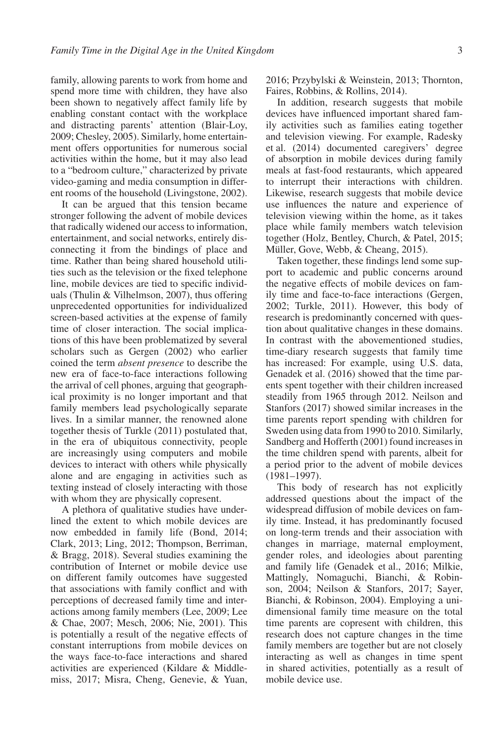family, allowing parents to work from home and spend more time with children, they have also been shown to negatively affect family life by enabling constant contact with the workplace and distracting parents' attention (Blair-Loy, 2009; Chesley, 2005). Similarly, home entertainment offers opportunities for numerous social activities within the home, but it may also lead to a "bedroom culture," characterized by private video-gaming and media consumption in different rooms of the household (Livingstone, 2002).

It can be argued that this tension became stronger following the advent of mobile devices that radically widened our access to information, entertainment, and social networks, entirely disconnecting it from the bindings of place and time. Rather than being shared household utilities such as the television or the fixed telephone line, mobile devices are tied to specific individuals (Thulin & Vilhelmson, 2007), thus offering unprecedented opportunities for individualized screen-based activities at the expense of family time of closer interaction. The social implications of this have been problematized by several scholars such as Gergen (2002) who earlier coined the term *absent presence* to describe the new era of face-to-face interactions following the arrival of cell phones, arguing that geographical proximity is no longer important and that family members lead psychologically separate lives. In a similar manner, the renowned alone together thesis of Turkle (2011) postulated that, in the era of ubiquitous connectivity, people are increasingly using computers and mobile devices to interact with others while physically alone and are engaging in activities such as texting instead of closely interacting with those with whom they are physically copresent.

A plethora of qualitative studies have underlined the extent to which mobile devices are now embedded in family life (Bond, 2014; Clark, 2013; Ling, 2012; Thompson, Berriman, & Bragg, 2018). Several studies examining the contribution of Internet or mobile device use on different family outcomes have suggested that associations with family conflict and with perceptions of decreased family time and interactions among family members (Lee, 2009; Lee & Chae, 2007; Mesch, 2006; Nie, 2001). This is potentially a result of the negative effects of constant interruptions from mobile devices on the ways face-to-face interactions and shared activities are experienced (Kildare & Middlemiss, 2017; Misra, Cheng, Genevie, & Yuan, 2016; Przybylski & Weinstein, 2013; Thornton, Faires, Robbins, & Rollins, 2014).

In addition, research suggests that mobile devices have influenced important shared family activities such as families eating together and television viewing. For example, Radesky et al. (2014) documented caregivers' degree of absorption in mobile devices during family meals at fast-food restaurants, which appeared to interrupt their interactions with children. Likewise, research suggests that mobile device use influences the nature and experience of television viewing within the home, as it takes place while family members watch television together (Holz, Bentley, Church, & Patel, 2015; Müller, Gove, Webb, & Cheang, 2015).

Taken together, these findings lend some support to academic and public concerns around the negative effects of mobile devices on family time and face-to-face interactions (Gergen, 2002; Turkle, 2011). However, this body of research is predominantly concerned with question about qualitative changes in these domains. In contrast with the abovementioned studies, time-diary research suggests that family time has increased: For example, using U.S. data, Genadek et al. (2016) showed that the time parents spent together with their children increased steadily from 1965 through 2012. Neilson and Stanfors (2017) showed similar increases in the time parents report spending with children for Sweden using data from 1990 to 2010. Similarly, Sandberg and Hofferth (2001) found increases in the time children spend with parents, albeit for a period prior to the advent of mobile devices (1981–1997).

This body of research has not explicitly addressed questions about the impact of the widespread diffusion of mobile devices on family time. Instead, it has predominantly focused on long-term trends and their association with changes in marriage, maternal employment, gender roles, and ideologies about parenting and family life (Genadek et al., 2016; Milkie, Mattingly, Nomaguchi, Bianchi, & Robinson, 2004; Neilson & Stanfors, 2017; Sayer, Bianchi, & Robinson, 2004). Employing a unidimensional family time measure on the total time parents are copresent with children, this research does not capture changes in the time family members are together but are not closely interacting as well as changes in time spent in shared activities, potentially as a result of mobile device use.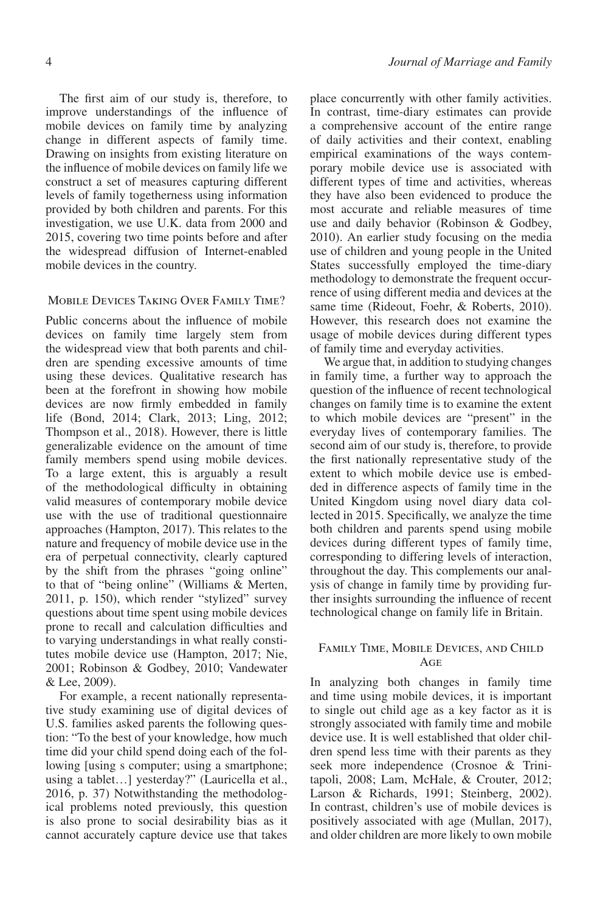The first aim of our study is, therefore, to improve understandings of the influence of mobile devices on family time by analyzing change in different aspects of family time. Drawing on insights from existing literature on the influence of mobile devices on family life we construct a set of measures capturing different levels of family togetherness using information provided by both children and parents. For this investigation, we use U.K. data from 2000 and 2015, covering two time points before and after the widespread diffusion of Internet-enabled mobile devices in the country.

## Mobile Devices Taking Over Family Time?

Public concerns about the influence of mobile devices on family time largely stem from the widespread view that both parents and children are spending excessive amounts of time using these devices. Qualitative research has been at the forefront in showing how mobile devices are now firmly embedded in family life (Bond, 2014; Clark, 2013; Ling, 2012; Thompson et al., 2018). However, there is little generalizable evidence on the amount of time family members spend using mobile devices. To a large extent, this is arguably a result of the methodological difficulty in obtaining valid measures of contemporary mobile device use with the use of traditional questionnaire approaches (Hampton, 2017). This relates to the nature and frequency of mobile device use in the era of perpetual connectivity, clearly captured by the shift from the phrases "going online" to that of "being online" (Williams & Merten, 2011, p. 150), which render "stylized" survey questions about time spent using mobile devices prone to recall and calculation difficulties and to varying understandings in what really constitutes mobile device use (Hampton, 2017; Nie, 2001; Robinson & Godbey, 2010; Vandewater & Lee, 2009).

For example, a recent nationally representative study examining use of digital devices of U.S. families asked parents the following question: "To the best of your knowledge, how much time did your child spend doing each of the following [using s computer; using a smartphone; using a tablet…] yesterday?" (Lauricella et al., 2016, p. 37) Notwithstanding the methodological problems noted previously, this question is also prone to social desirability bias as it cannot accurately capture device use that takes place concurrently with other family activities. In contrast, time-diary estimates can provide a comprehensive account of the entire range of daily activities and their context, enabling empirical examinations of the ways contemporary mobile device use is associated with different types of time and activities, whereas they have also been evidenced to produce the most accurate and reliable measures of time use and daily behavior (Robinson & Godbey, 2010). An earlier study focusing on the media use of children and young people in the United States successfully employed the time-diary methodology to demonstrate the frequent occurrence of using different media and devices at the same time (Rideout, Foehr, & Roberts, 2010). However, this research does not examine the usage of mobile devices during different types of family time and everyday activities.

We argue that, in addition to studying changes in family time, a further way to approach the question of the influence of recent technological changes on family time is to examine the extent to which mobile devices are "present" in the everyday lives of contemporary families. The second aim of our study is, therefore, to provide the first nationally representative study of the extent to which mobile device use is embedded in difference aspects of family time in the United Kingdom using novel diary data collected in 2015. Specifically, we analyze the time both children and parents spend using mobile devices during different types of family time, corresponding to differing levels of interaction, throughout the day. This complements our analysis of change in family time by providing further insights surrounding the influence of recent technological change on family life in Britain.

## Family Time, Mobile Devices, and Child Age

In analyzing both changes in family time and time using mobile devices, it is important to single out child age as a key factor as it is strongly associated with family time and mobile device use. It is well established that older children spend less time with their parents as they seek more independence (Crosnoe & Trinitapoli, 2008; Lam, McHale, & Crouter, 2012; Larson & Richards, 1991; Steinberg, 2002). In contrast, children's use of mobile devices is positively associated with age (Mullan, 2017), and older children are more likely to own mobile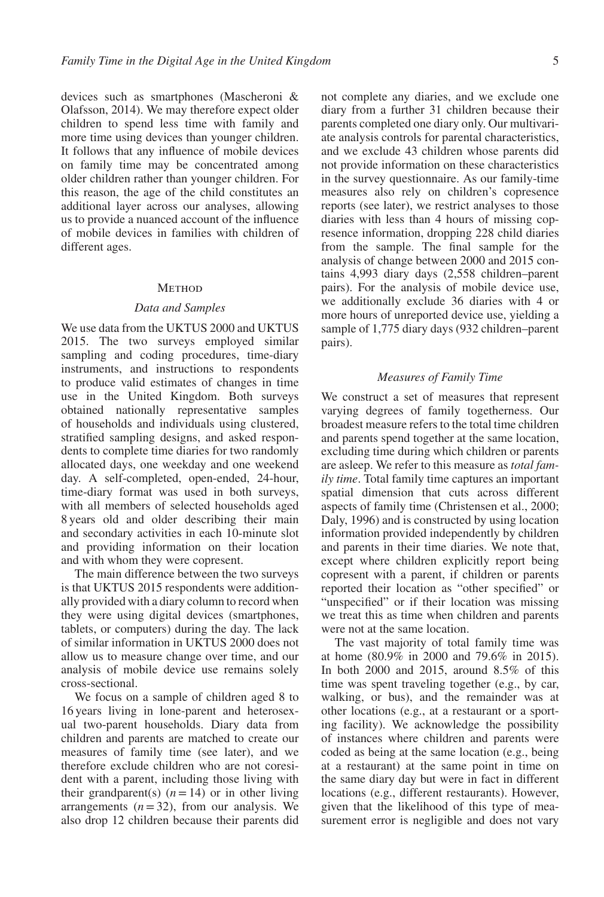devices such as smartphones (Mascheroni & Olafsson, 2014). We may therefore expect older children to spend less time with family and more time using devices than younger children. It follows that any influence of mobile devices on family time may be concentrated among older children rather than younger children. For this reason, the age of the child constitutes an additional layer across our analyses, allowing us to provide a nuanced account of the influence of mobile devices in families with children of different ages.

## Method

### Data and Samples

We use data from the UKTUS 2000 and UKTUS 2015. The two surveys employed similar sampling and coding procedures, time-diary instruments, and instructions to respondents to produce valid estimates of changes in time use in the United Kingdom. Both surveys obtained nationally representative samples of households and individuals using clustered, stratified sampling designs, and asked respondents to complete time diaries for two randomly allocated days, one weekday and one weekend day. A self-completed, open-ended, 24-hour, time-diary format was used in both surveys, with all members of selected households aged 8 years old and older describing their main and secondary activities in each 10-minute slot and providing information on their location and with whom they were copresent.

The main difference between the two surveys is that UKTUS 2015 respondents were additionally provided with a diary column to record when they were using digital devices (smartphones, tablets, or computers) during the day. The lack of similar information in UKTUS 2000 does not allow us to measure change over time, and our analysis of mobile device use remains solely cross-sectional.

We focus on a sample of children aged 8 to 16 years living in lone-parent and heterosexual two-parent households. Diary data from children and parents are matched to create our measures of family time (see later), and we therefore exclude children who are not coresident with a parent, including those living with their grandparent(s) ($n = 14$) or in other living arrangements ($n = 32$), from our analysis. We also drop 12 children because their parents did not complete any diaries, and we exclude one diary from a further 31 children because their parents completed one diary only. Our multivariate analysis controls for parental characteristics, and we exclude 43 children whose parents did not provide information on these characteristics in the survey questionnaire. As our family-time measures also rely on children's copresence reports (see later), we restrict analyses to those diaries with less than 4 hours of missing copresence information, dropping 228 child diaries from the sample. The final sample for the analysis of change between 2000 and 2015 contains 4,993 diary days (2,558 children–parent pairs). For the analysis of mobile device use, we additionally exclude 36 diaries with 4 or more hours of unreported device use, yielding a sample of 1,775 diary days (932 children–parent pairs).

### Measures of Family Time

We construct a set of measures that represent varying degrees of family togetherness. Our broadest measure refers to the total time children and parents spend together at the same location, excluding time during which children or parents are asleep. We refer to this measure as *total family time*. Total family time captures an important spatial dimension that cuts across different aspects of family time (Christensen et al., 2000; Daly, 1996) and is constructed by using location information provided independently by children and parents in their time diaries. We note that, except where children explicitly report being copresent with a parent, if children or parents reported their location as "other specified" or "unspecified" or if their location was missing we treat this as time when children and parents were not at the same location.

The vast majority of total family time was at home (80.9% in 2000 and 79.6% in 2015). In both 2000 and 2015, around 8.5% of this time was spent traveling together (e.g., by car, walking, or bus), and the remainder was at other locations (e.g., at a restaurant or a sporting facility). We acknowledge the possibility of instances where children and parents were coded as being at the same location (e.g., being at a restaurant) at the same point in time on the same diary day but were in fact in different locations (e.g., different restaurants). However, given that the likelihood of this type of measurement error is negligible and does not vary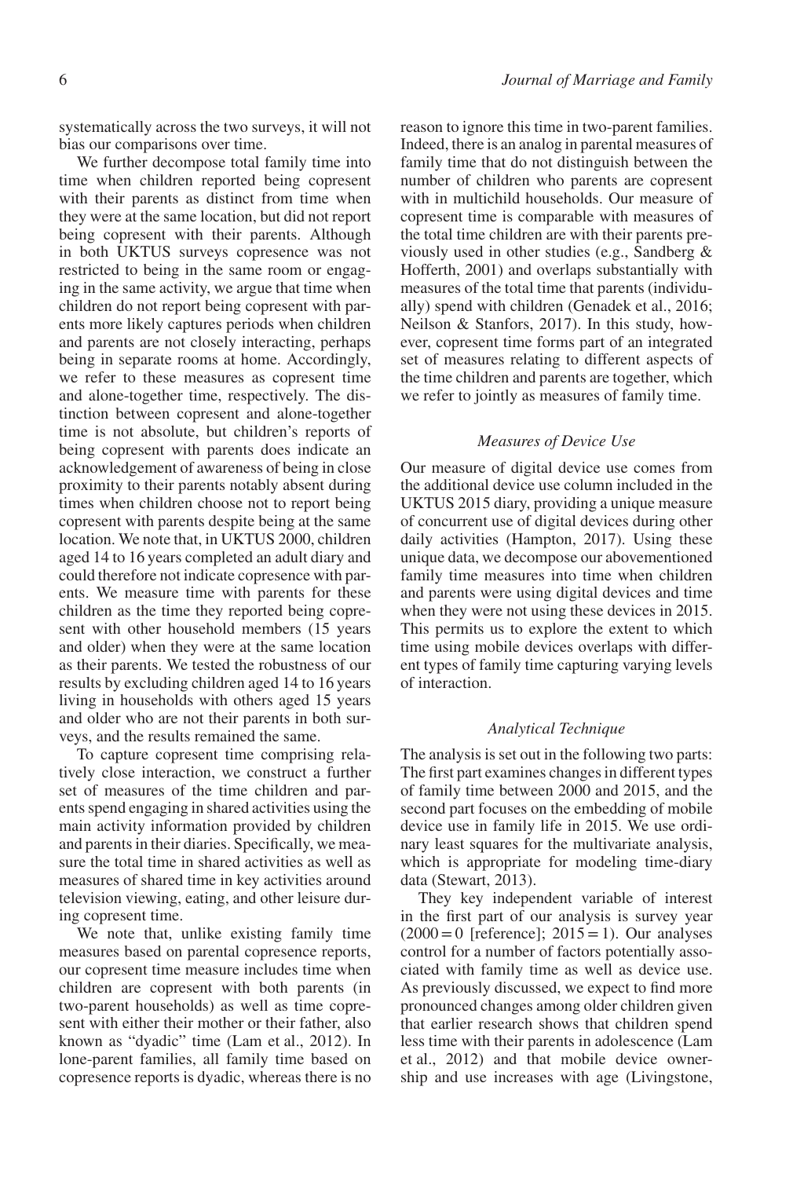systematically across the two surveys, it will not bias our comparisons over time.

We further decompose total family time into time when children reported being copresent with their parents as distinct from time when they were at the same location, but did not report being copresent with their parents. Although in both UKTUS surveys copresence was not restricted to being in the same room or engaging in the same activity, we argue that time when children do not report being copresent with parents more likely captures periods when children and parents are not closely interacting, perhaps being in separate rooms at home. Accordingly, we refer to these measures as copresent time and alone-together time, respectively. The distinction between copresent and alone-together time is not absolute, but children's reports of being copresent with parents does indicate an acknowledgement of awareness of being in close proximity to their parents notably absent during times when children choose not to report being copresent with parents despite being at the same location. We note that, in UKTUS 2000, children aged 14 to 16 years completed an adult diary and could therefore not indicate copresence with parents. We measure time with parents for these children as the time they reported being copresent with other household members (15 years and older) when they were at the same location as their parents. We tested the robustness of our results by excluding children aged 14 to 16 years living in households with others aged 15 years and older who are not their parents in both surveys, and the results remained the same.

To capture copresent time comprising relatively close interaction, we construct a further set of measures of the time children and parents spend engaging in shared activities using the main activity information provided by children and parents in their diaries. Specifically, we measure the total time in shared activities as well as measures of shared time in key activities around television viewing, eating, and other leisure during copresent time.

We note that, unlike existing family time measures based on parental copresence reports, our copresent time measure includes time when children are copresent with both parents (in two-parent households) as well as time copresent with either their mother or their father, also known as "dyadic" time (Lam et al., 2012). In lone-parent families, all family time based on copresence reports is dyadic, whereas there is no reason to ignore this time in two-parent families. Indeed, there is an analog in parental measures of family time that do not distinguish between the number of children who parents are copresent with in multichild households. Our measure of copresent time is comparable with measures of the total time children are with their parents previously used in other studies (e.g., Sandberg & Hofferth, 2001) and overlaps substantially with measures of the total time that parents (individually) spend with children (Genadek et al., 2016; Neilson & Stanfors, 2017). In this study, however, copresent time forms part of an integrated set of measures relating to different aspects of the time children and parents are together, which we refer to jointly as measures of family time.

### *Measures of Device Use*

Our measure of digital device use comes from the additional device use column included in the UKTUS 2015 diary, providing a unique measure of concurrent use of digital devices during other daily activities (Hampton, 2017). Using these unique data, we decompose our abovementioned family time measures into time when children and parents were using digital devices and time when they were not using these devices in 2015. This permits us to explore the extent to which time using mobile devices overlaps with different types of family time capturing varying levels of interaction.

### *Analytical Technique*

The analysis is set out in the following two parts: The first part examines changes in different types of family time between 2000 and 2015, and the second part focuses on the embedding of mobile device use in family life in 2015. We use ordinary least squares for the multivariate analysis, which is appropriate for modeling time-diary data (Stewart, 2013).

They key independent variable of interest in the first part of our analysis is survey year (2000 = 0 [reference]; 2015 = 1). Our analyses control for a number of factors potentially associated with family time as well as device use. As previously discussed, we expect to find more pronounced changes among older children given that earlier research shows that children spend less time with their parents in adolescence (Lam et al., 2012) and that mobile device ownership and use increases with age (Livingstone,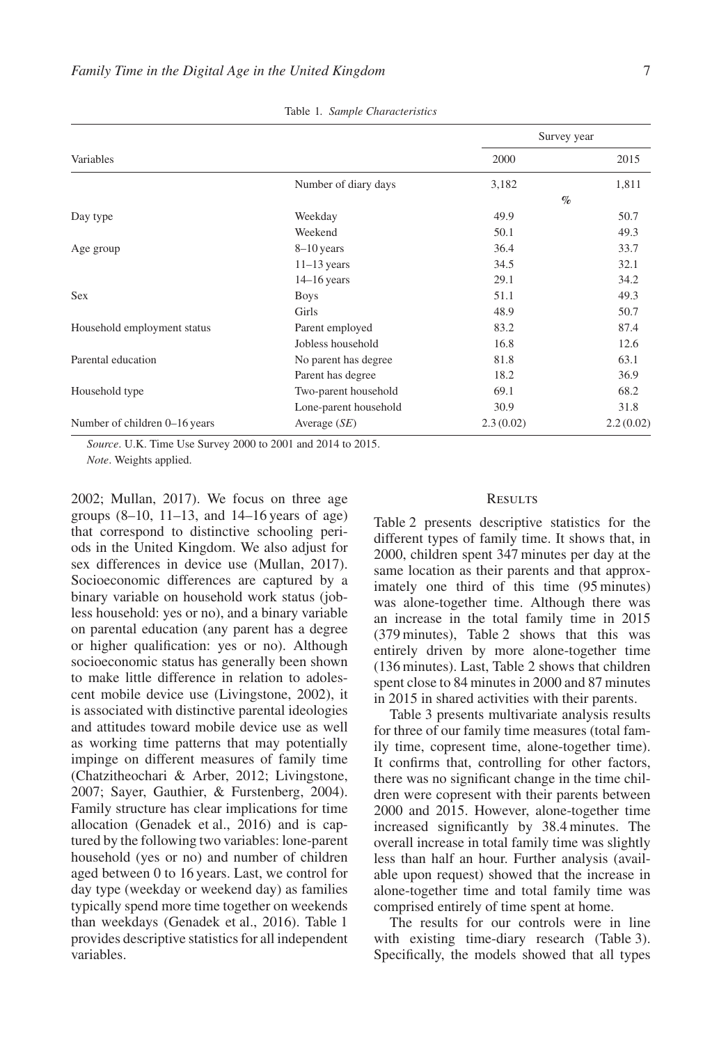Table 1. *Sample Characteristics*

| Variables | | Survey year 2000 | Survey year 2015 |
|---|---|---|---|
| | Number of diary days | 3,182 | 1,811 |
| | | % | |
| Day type | Weekday | 49.9 | 50.7 |
| | Weekend | 50.1 | 49.3 |
| Age group | 8–10 years | 36.4 | 33.7 |
| | 11–13 years | 34.5 | 32.1 |
| | 14–16 years | 29.1 | 34.2 |
| Sex | Boys | 51.1 | 49.3 |
| | Girls | 48.9 | 50.7 |
| Household employment status | Parent employed | 83.2 | 87.4 |
| | Jobless household | 16.8 | 12.6 |
| Parental education | No parent has degree | 81.8 | 63.1 |
| | Parent has degree | 18.2 | 36.9 |
| Household type | Two-parent household | 69.1 | 68.2 |
| | Lone-parent household | 30.9 | 31.8 |
| Number of children 0–16 years | Average (*SE*) | 2.3 (0.02) | 2.2 (0.02) |

*Source*. U.K. Time Use Survey 2000 to 2001 and 2014 to 2015.
*Note*. Weights applied.

2002; Mullan, 2017). We focus on three age groups (8–10, 11–13, and 14–16 years of age) that correspond to distinctive schooling periods in the United Kingdom. We also adjust for sex differences in device use (Mullan, 2017). Socioeconomic differences are captured by a binary variable on household work status (jobless household: yes or no), and a binary variable on parental education (any parent has a degree or higher qualification: yes or no). Although socioeconomic status has generally been shown to make little difference in relation to adolescent mobile device use (Livingstone, 2002), it is associated with distinctive parental ideologies and attitudes toward mobile device use as well as working time patterns that may potentially impinge on different measures of family time (Chatzitheochari & Arber, 2012; Livingstone, 2007; Sayer, Gauthier, & Furstenberg, 2004). Family structure has clear implications for time allocation (Genadek et al., 2016) and is captured by the following two variables: lone-parent household (yes or no) and number of children aged between 0 to 16 years. Last, we control for day type (weekday or weekend day) as families typically spend more time together on weekends than weekdays (Genadek et al., 2016). Table 1 provides descriptive statistics for all independent variables.

## Results

Table 2 presents descriptive statistics for the different types of family time. It shows that, in 2000, children spent 347 minutes per day at the same location as their parents and that approximately one third of this time (95 minutes) was alone-together time. Although there was an increase in the total family time in 2015 (379 minutes), Table 2 shows that this was entirely driven by more alone-together time (136 minutes). Last, Table 2 shows that children spent close to 84 minutes in 2000 and 87 minutes in 2015 in shared activities with their parents.

Table 3 presents multivariate analysis results for three of our family time measures (total family time, copresent time, alone-together time). It confirms that, controlling for other factors, there was no significant change in the time children were copresent with their parents between 2000 and 2015. However, alone-together time increased significantly by 38.4 minutes. The overall increase in total family time was slightly less than half an hour. Further analysis (available upon request) showed that the increase in alone-together time and total family time was comprised entirely of time spent at home.

The results for our controls were in line with existing time-diary research (Table 3). Specifically, the models showed that all types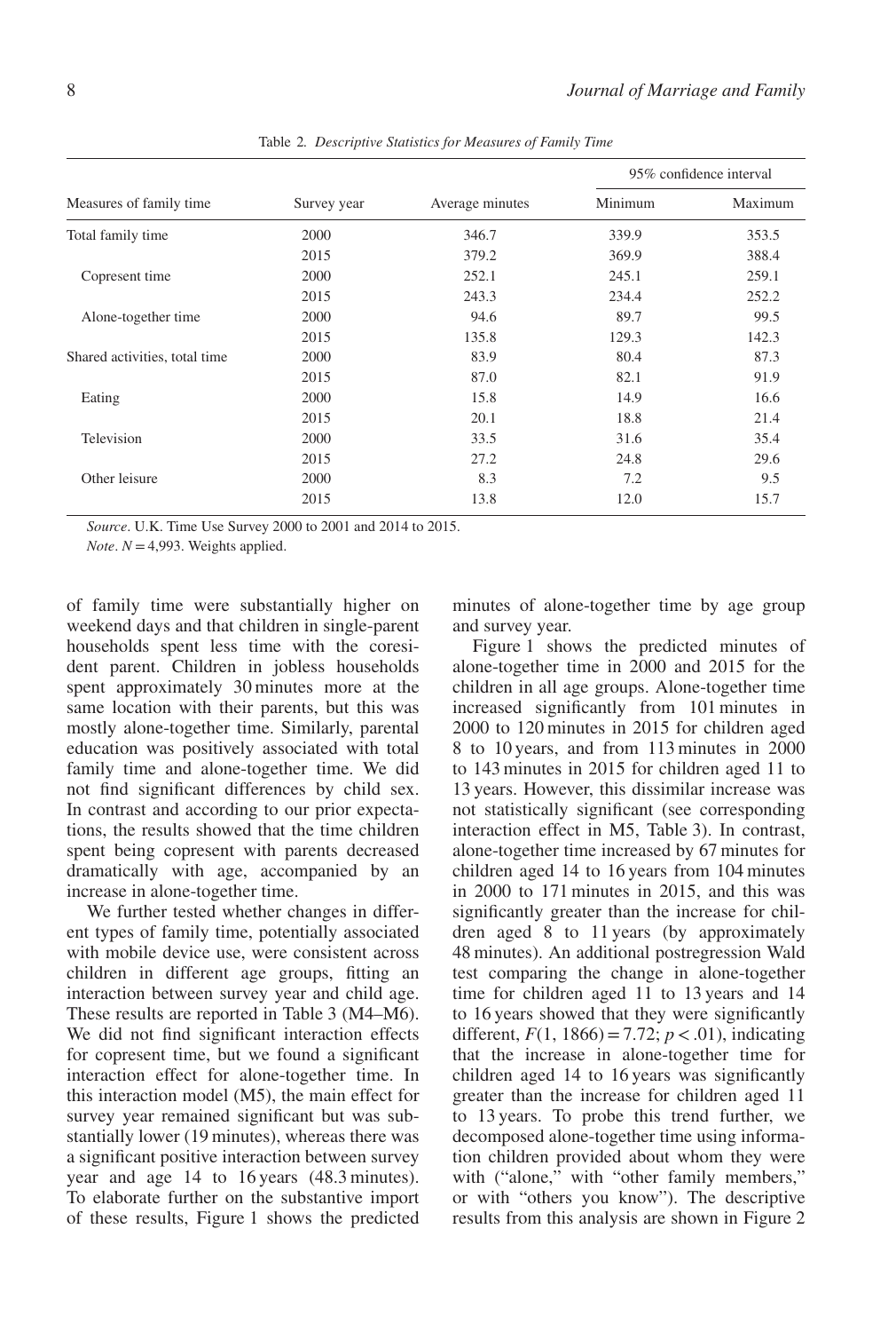Table 2. *Descriptive Statistics for Measures of Family Time*

| Measures of family time | Survey year | Average minutes | 95% confidence interval | |
|---|---|---|---|---|
| | | | Minimum | Maximum |
| Total family time | 2000 | 346.7 | 339.9 | 353.5 |
| | 2015 | 379.2 | 369.9 | 388.4 |
| Copresent time | 2000 | 252.1 | 245.1 | 259.1 |
| | 2015 | 243.3 | 234.4 | 252.2 |
| Alone-together time | 2000 | 94.6 | 89.7 | 99.5 |
| | 2015 | 135.8 | 129.3 | 142.3 |
| Shared activities, total time | 2000 | 83.9 | 80.4 | 87.3 |
| | 2015 | 87.0 | 82.1 | 91.9 |
| Eating | 2000 | 15.8 | 14.9 | 16.6 |
| | 2015 | 20.1 | 18.8 | 21.4 |
| Television | 2000 | 33.5 | 31.6 | 35.4 |
| | 2015 | 27.2 | 24.8 | 29.6 |
| Other leisure | 2000 | 8.3 | 7.2 | 9.5 |
| | 2015 | 13.8 | 12.0 | 15.7 |

*Source*. U.K. Time Use Survey 2000 to 2001 and 2014 to 2015.

*Note*. $N = 4{,}993$. Weights applied.

of family time were substantially higher on weekend days and that children in single-parent households spent less time with the coresident parent. Children in jobless households spent approximately 30 minutes more at the same location with their parents, but this was mostly alone-together time. Similarly, parental education was positively associated with total family time and alone-together time. We did not find significant differences by child sex. In contrast and according to our prior expectations, the results showed that the time children spent being copresent with parents decreased dramatically with age, accompanied by an increase in alone-together time.

We further tested whether changes in different types of family time, potentially associated with mobile device use, were consistent across children in different age groups, fitting an interaction between survey year and child age. These results are reported in Table 3 (M4–M6). We did not find significant interaction effects for copresent time, but we found a significant interaction effect for alone-together time. In this interaction model (M5), the main effect for survey year remained significant but was substantially lower (19 minutes), whereas there was a significant positive interaction between survey year and age 14 to 16 years (48.3 minutes). To elaborate further on the substantive import of these results, Figure 1 shows the predicted minutes of alone-together time by age group and survey year.

Figure 1 shows the predicted minutes of alone-together time in 2000 and 2015 for the children in all age groups. Alone-together time increased significantly from 101 minutes in 2000 to 120 minutes in 2015 for children aged 8 to 10 years, and from 113 minutes in 2000 to 143 minutes in 2015 for children aged 11 to 13 years. However, this dissimilar increase was not statistically significant (see corresponding interaction effect in M5, Table 3). In contrast, alone-together time increased by 67 minutes for children aged 14 to 16 years from 104 minutes in 2000 to 171 minutes in 2015, and this was significantly greater than the increase for children aged 8 to 11 years (by approximately 48 minutes). An additional postregression Wald test comparing the change in alone-together time for children aged 11 to 13 years and 14 to 16 years showed that they were significantly different, $F(1, 1866) = 7.72$; $p < .01$), indicating that the increase in alone-together time for children aged 14 to 16 years was significantly greater than the increase for children aged 11 to 13 years. To probe this trend further, we decomposed alone-together time using information children provided about whom they were with ("alone," with "other family members," or with "others you know"). The descriptive results from this analysis are shown in Figure 2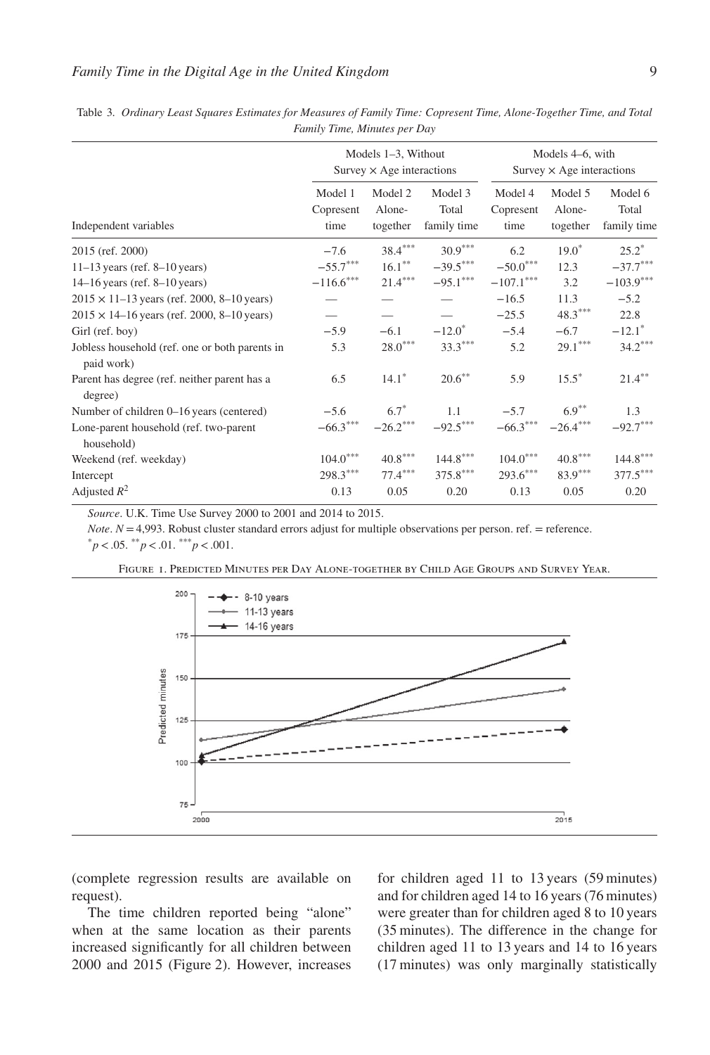Table 3. *Ordinary Least Squares Estimates for Measures of Family Time: Copresent Time, Alone-Together Time, and Total Family Time, Minutes per Day*

| | Models 1–3, Without Survey × Age interactions | | | Models 4–6, with Survey × Age interactions | | |
|---|---|---|---|---|---|---|
| Independent variables | Model 1 Copresent time | Model 2 Alone-together | Model 3 Total family time | Model 4 Copresent time | Model 5 Alone-together | Model 6 Total family time |
| 2015 (ref. 2000) | −7.6 | 38.4*** | 30.9*** | 6.2 | 19.0* | 25.2* |
| 11–13 years (ref. 8–10 years) | −55.7*** | 16.1** | −39.5*** | −50.0*** | 12.3 | −37.7*** |
| 14–16 years (ref. 8–10 years) | −116.6*** | 21.4*** | −95.1*** | −107.1*** | 3.2 | −103.9*** |
| 2015 × 11–13 years (ref. 2000, 8–10 years) | — | — | — | −16.5 | 11.3 | −5.2 |
| 2015 × 14–16 years (ref. 2000, 8–10 years) | — | — | — | −25.5 | 48.3*** | 22.8 |
| Girl (ref. boy) | −5.9 | −6.1 | −12.0* | −5.4 | −6.7 | −12.1* |
| Jobless household (ref. one or both parents in paid work) | 5.3 | 28.0*** | 33.3*** | 5.2 | 29.1*** | 34.2*** |
| Parent has degree (ref. neither parent has a degree) | 6.5 | 14.1* | 20.6** | 5.9 | 15.5* | 21.4** |
| Number of children 0–16 years (centered) | −5.6 | 6.7* | 1.1 | −5.7 | 6.9** | 1.3 |
| Lone-parent household (ref. two-parent household) | −66.3*** | −26.2*** | −92.5*** | −66.3*** | −26.4*** | −92.7*** |
| Weekend (ref. weekday) | 104.0*** | 40.8*** | 144.8*** | 104.0*** | 40.8*** | 144.8*** |
| Intercept | 298.3*** | 77.4*** | 375.8*** | 293.6*** | 83.9*** | 377.5*** |
| Adjusted $R^2$ | 0.13 | 0.05 | 0.20 | 0.13 | 0.05 | 0.20 |

*Source*. U.K. Time Use Survey 2000 to 2001 and 2014 to 2015.

*Note*. $N = 4{,}993$. Robust cluster standard errors adjust for multiple observations per person. ref. = reference.

$^{*}p < .05$. $^{**}p < .01$. $^{***}p < .001$.

Figure 1. Predicted Minutes per Day Alone-together by Child Age Groups and Survey Year.

(complete regression results are available on request).

The time children reported being "alone" when at the same location as their parents increased significantly for all children between 2000 and 2015 (Figure 2). However, increases for children aged 11 to 13 years (59 minutes) and for children aged 14 to 16 years (76 minutes) were greater than for children aged 8 to 10 years (35 minutes). The difference in the change for children aged 11 to 13 years and 14 to 16 years (17 minutes) was only marginally statistically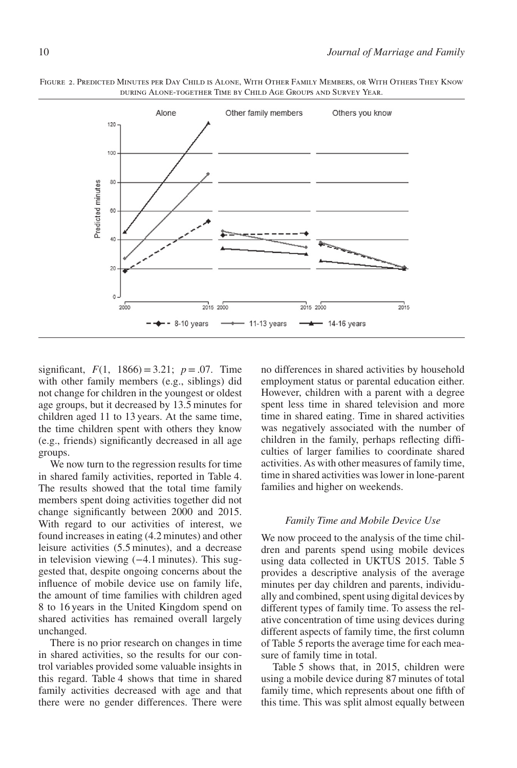Figure 2. Predicted Minutes per Day Child is Alone, With Other Family Members, or With Others They Know during Alone-together Time by Child Age Groups and Survey Year.

significant, $F(1, 1866) = 3.21$; $p = .07$. Time with other family members (e.g., siblings) did not change for children in the youngest or oldest age groups, but it decreased by 13.5 minutes for children aged 11 to 13 years. At the same time, the time children spent with others they know (e.g., friends) significantly decreased in all age groups.

We now turn to the regression results for time in shared family activities, reported in Table 4. The results showed that the total time family members spent doing activities together did not change significantly between 2000 and 2015. With regard to our activities of interest, we found increases in eating (4.2 minutes) and other leisure activities (5.5 minutes), and a decrease in television viewing (−4.1 minutes). This suggested that, despite ongoing concerns about the influence of mobile device use on family life, the amount of time families with children aged 8 to 16 years in the United Kingdom spend on shared activities has remained overall largely unchanged.

There is no prior research on changes in time in shared activities, so the results for our control variables provided some valuable insights in this regard. Table 4 shows that time in shared family activities decreased with age and that there were no gender differences. There were no differences in shared activities by household employment status or parental education either. However, children with a parent with a degree spent less time in shared television and more time in shared eating. Time in shared activities was negatively associated with the number of children in the family, perhaps reflecting difficulties of larger families to coordinate shared activities. As with other measures of family time, time in shared activities was lower in lone-parent families and higher on weekends.

### *Family Time and Mobile Device Use*

We now proceed to the analysis of the time children and parents spend using mobile devices using data collected in UKTUS 2015. Table 5 provides a descriptive analysis of the average minutes per day children and parents, individually and combined, spent using digital devices by different types of family time. To assess the relative concentration of time using devices during different aspects of family time, the first column of Table 5 reports the average time for each measure of family time in total.

Table 5 shows that, in 2015, children were using a mobile device during 87 minutes of total family time, which represents about one fifth of this time. This was split almost equally between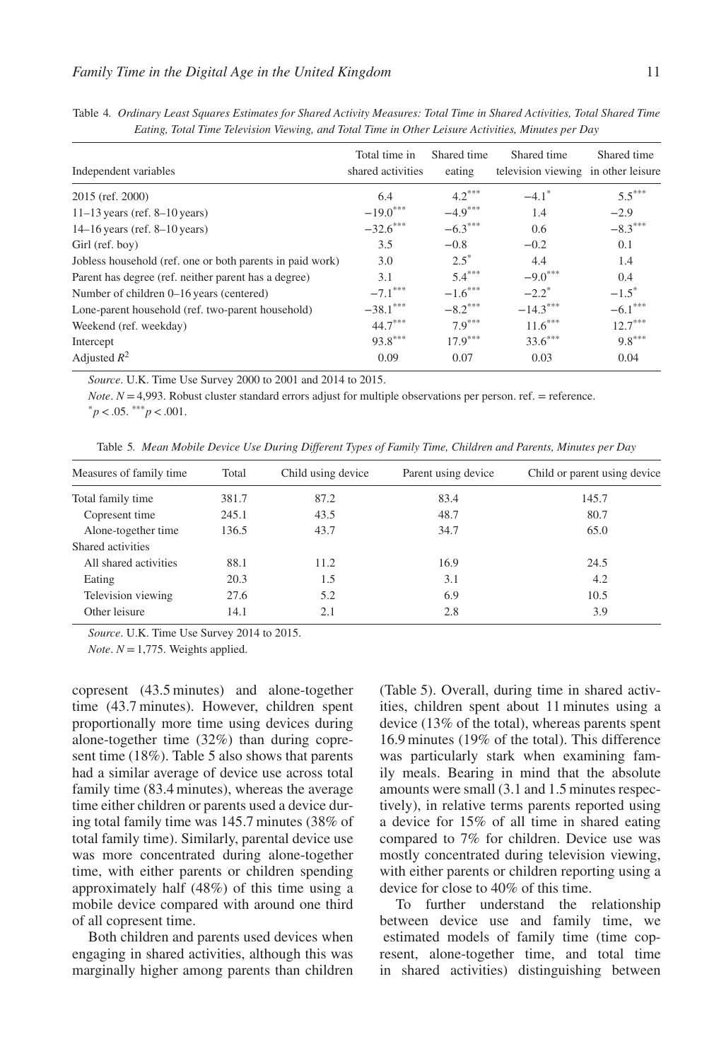Table 4. *Ordinary Least Squares Estimates for Shared Activity Measures: Total Time in Shared Activities, Total Shared Time Eating, Total Time Television Viewing, and Total Time in Other Leisure Activities, Minutes per Day*

| Independent variables | Total time in shared activities | Shared time eating | Shared time television viewing | Shared time in other leisure |
|---|---|---|---|---|
| 2015 (ref. 2000) | 6.4 | $4.2^{***}$ | $-4.1^{*}$ | $5.5^{***}$ |
| 11–13 years (ref. 8–10 years) | $-19.0^{***}$ | $-4.9^{***}$ | 1.4 | −2.9 |
| 14–16 years (ref. 8–10 years) | $-32.6^{***}$ | $-6.3^{***}$ | 0.6 | $-8.3^{***}$ |
| Girl (ref. boy) | 3.5 | −0.8 | −0.2 | 0.1 |
| Jobless household (ref. one or both parents in paid work) | 3.0 | $2.5^{*}$ | 4.4 | 1.4 |
| Parent has degree (ref. neither parent has a degree) | 3.1 | $5.4^{***}$ | $-9.0^{***}$ | 0.4 |
| Number of children 0–16 years (centered) | $-7.1^{***}$ | $-1.6^{***}$ | $-2.2^{*}$ | $-1.5^{*}$ |
| Lone-parent household (ref. two-parent household) | $-38.1^{***}$ | $-8.2^{***}$ | $-14.3^{***}$ | $-6.1^{***}$ |
| Weekend (ref. weekday) | $44.7^{***}$ | $7.9^{***}$ | $11.6^{***}$ | $12.7^{***}$ |
| Intercept | $93.8^{***}$ | $17.9^{***}$ | $33.6^{***}$ | $9.8^{***}$ |
| Adjusted $R^2$ | 0.09 | 0.07 | 0.03 | 0.04 |

*Source*. U.K. Time Use Survey 2000 to 2001 and 2014 to 2015.

*Note*. $N = 4{,}993$. Robust cluster standard errors adjust for multiple observations per person. ref. = reference.
$^{*}p < .05$. $^{***}p < .001$.

Table 5. *Mean Mobile Device Use During Different Types of Family Time, Children and Parents, Minutes per Day*

| Measures of family time | Total | Child using device | Parent using device | Child or parent using device |
|---|---|---|---|---|
| Total family time | 381.7 | 87.2 | 83.4 | 145.7 |
| Copresent time | 245.1 | 43.5 | 48.7 | 80.7 |
| Alone-together time | 136.5 | 43.7 | 34.7 | 65.0 |
| Shared activities | | | | |
| All shared activities | 88.1 | 11.2 | 16.9 | 24.5 |
| Eating | 20.3 | 1.5 | 3.1 | 4.2 |
| Television viewing | 27.6 | 5.2 | 6.9 | 10.5 |
| Other leisure | 14.1 | 2.1 | 2.8 | 3.9 |

*Source*. U.K. Time Use Survey 2014 to 2015.

*Note*. $N = 1{,}775$. Weights applied.

copresent (43.5 minutes) and alone-together time (43.7 minutes). However, children spent proportionally more time using devices during alone-together time (32%) than during copresent time (18%). Table 5 also shows that parents had a similar average of device use across total family time (83.4 minutes), whereas the average time either children or parents used a device during total family time was 145.7 minutes (38% of total family time). Similarly, parental device use was more concentrated during alone-together time, with either parents or children spending approximately half (48%) of this time using a mobile device compared with around one third of all copresent time.

Both children and parents used devices when engaging in shared activities, although this was marginally higher among parents than children (Table 5). Overall, during time in shared activities, children spent about 11 minutes using a device (13% of the total), whereas parents spent 16.9 minutes (19% of the total). This difference was particularly stark when examining family meals. Bearing in mind that the absolute amounts were small (3.1 and 1.5 minutes respectively), in relative terms parents reported using a device for 15% of all time in shared eating compared to 7% for children. Device use was mostly concentrated during television viewing, with either parents or children reporting using a device for close to 40% of this time.

To further understand the relationship between device use and family time, we estimated models of family time (time copresent, alone-together time, and total time in shared activities) distinguishing between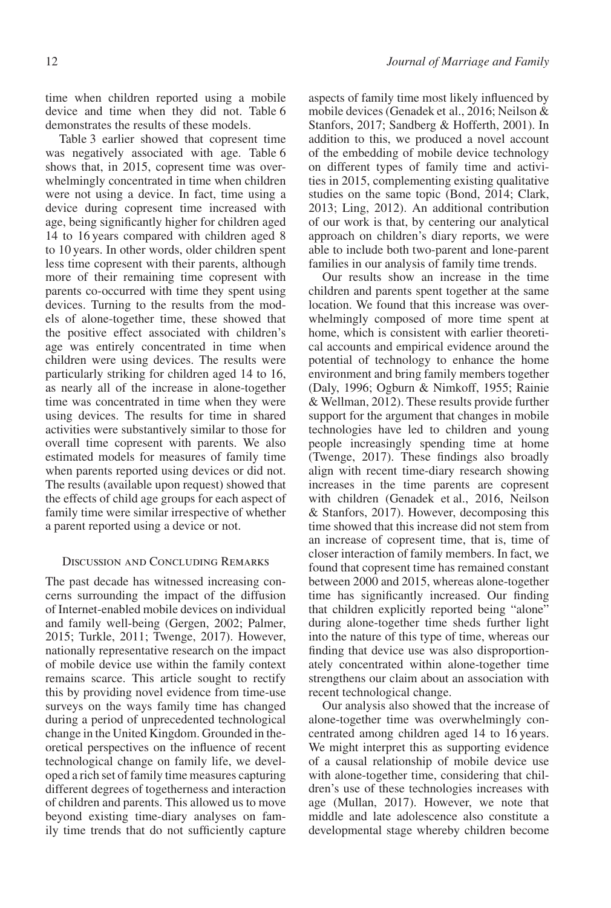time when children reported using a mobile device and time when they did not. Table 6 demonstrates the results of these models.

Table 3 earlier showed that copresent time was negatively associated with age. Table 6 shows that, in 2015, copresent time was overwhelmingly concentrated in time when children were not using a device. In fact, time using a device during copresent time increased with age, being significantly higher for children aged 14 to 16 years compared with children aged 8 to 10 years. In other words, older children spent less time copresent with their parents, although more of their remaining time copresent with parents co-occurred with time they spent using devices. Turning to the results from the models of alone-together time, these showed that the positive effect associated with children's age was entirely concentrated in time when children were using devices. The results were particularly striking for children aged 14 to 16, as nearly all of the increase in alone-together time was concentrated in time when they were using devices. The results for time in shared activities were substantively similar to those for overall time copresent with parents. We also estimated models for measures of family time when parents reported using devices or did not. The results (available upon request) showed that the effects of child age groups for each aspect of family time were similar irrespective of whether a parent reported using a device or not.

## Discussion and Concluding Remarks

The past decade has witnessed increasing concerns surrounding the impact of the diffusion of Internet-enabled mobile devices on individual and family well-being (Gergen, 2002; Palmer, 2015; Turkle, 2011; Twenge, 2017). However, nationally representative research on the impact of mobile device use within the family context remains scarce. This article sought to rectify this by providing novel evidence from time-use surveys on the ways family time has changed during a period of unprecedented technological change in the United Kingdom. Grounded in theoretical perspectives on the influence of recent technological change on family life, we developed a rich set of family time measures capturing different degrees of togetherness and interaction of children and parents. This allowed us to move beyond existing time-diary analyses on family time trends that do not sufficiently capture aspects of family time most likely influenced by mobile devices (Genadek et al., 2016; Neilson & Stanfors, 2017; Sandberg & Hofferth, 2001). In addition to this, we produced a novel account of the embedding of mobile device technology on different types of family time and activities in 2015, complementing existing qualitative studies on the same topic (Bond, 2014; Clark, 2013; Ling, 2012). An additional contribution of our work is that, by centering our analytical approach on children's diary reports, we were able to include both two-parent and lone-parent families in our analysis of family time trends.

Our results show an increase in the time children and parents spent together at the same location. We found that this increase was overwhelmingly composed of more time spent at home, which is consistent with earlier theoretical accounts and empirical evidence around the potential of technology to enhance the home environment and bring family members together (Daly, 1996; Ogburn & Nimkoff, 1955; Rainie & Wellman, 2012). These results provide further support for the argument that changes in mobile technologies have led to children and young people increasingly spending time at home (Twenge, 2017). These findings also broadly align with recent time-diary research showing increases in the time parents are copresent with children (Genadek et al., 2016, Neilson & Stanfors, 2017). However, decomposing this time showed that this increase did not stem from an increase of copresent time, that is, time of closer interaction of family members. In fact, we found that copresent time has remained constant between 2000 and 2015, whereas alone-together time has significantly increased. Our finding that children explicitly reported being "alone" during alone-together time sheds further light into the nature of this type of time, whereas our finding that device use was also disproportionately concentrated within alone-together time strengthens our claim about an association with recent technological change.

Our analysis also showed that the increase of alone-together time was overwhelmingly concentrated among children aged 14 to 16 years. We might interpret this as supporting evidence of a causal relationship of mobile device use with alone-together time, considering that children's use of these technologies increases with age (Mullan, 2017). However, we note that middle and late adolescence also constitute a developmental stage whereby children become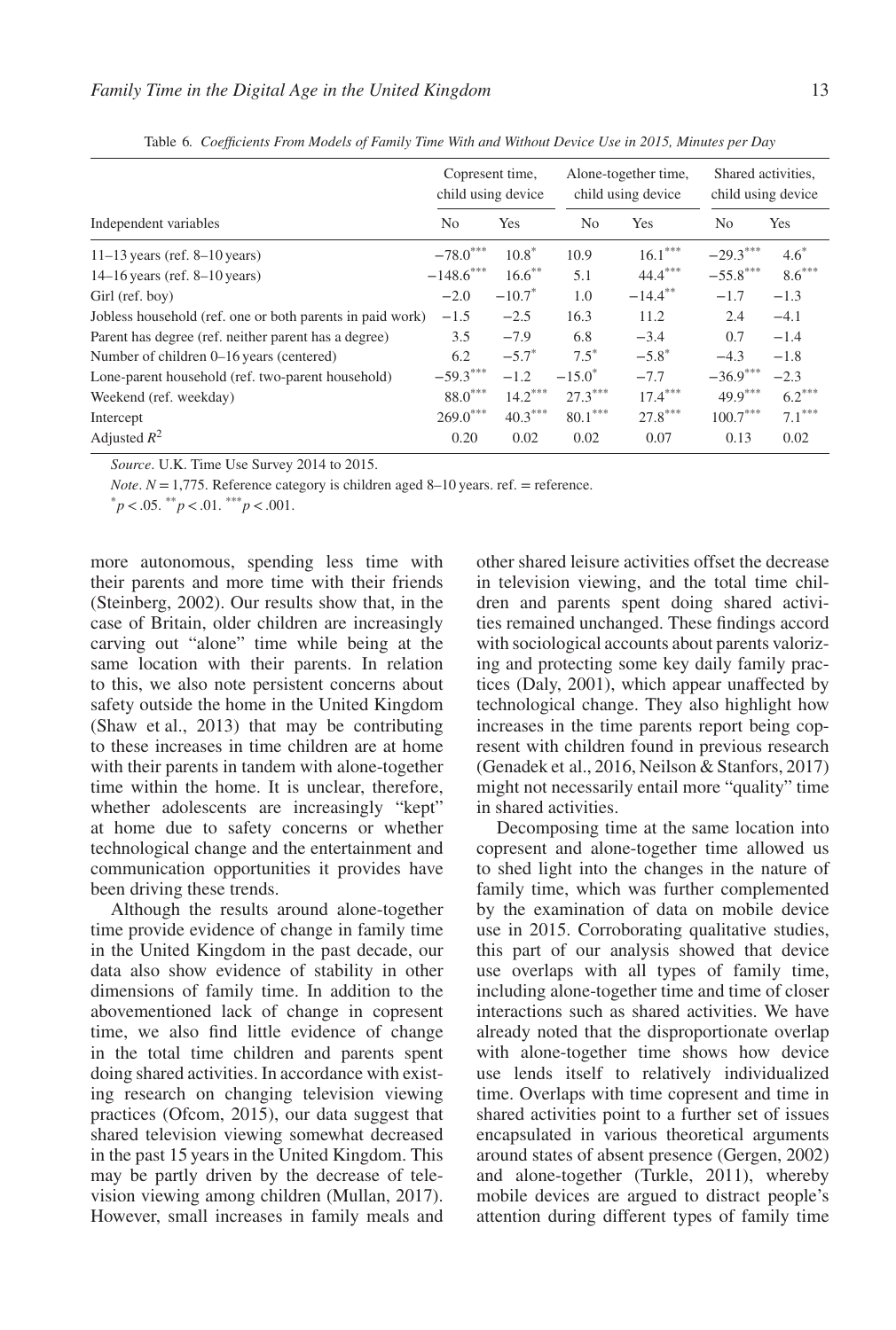Table 6. *Coefficients From Models of Family Time With and Without Device Use in 2015, Minutes per Day*

| Independent variables | Copresent time, child using device | | Alone-together time, child using device | | Shared activities, child using device | |
|---|---|---|---|---|---|---|
| | No | Yes | No | Yes | No | Yes |
| 11–13 years (ref. 8–10 years) | $-78.0^{***}$ | $10.8^{*}$ | 10.9 | $16.1^{***}$ | $-29.3^{***}$ | $4.6^{*}$ |
| 14–16 years (ref. 8–10 years) | $-148.6^{***}$ | $16.6^{**}$ | 5.1 | $44.4^{***}$ | $-55.8^{***}$ | $8.6^{***}$ |
| Girl (ref. boy) | −2.0 | $-10.7^{*}$ | 1.0 | $-14.4^{**}$ | −1.7 | −1.3 |
| Jobless household (ref. one or both parents in paid work) | −1.5 | −2.5 | 16.3 | 11.2 | 2.4 | −4.1 |
| Parent has degree (ref. neither parent has a degree) | 3.5 | −7.9 | 6.8 | −3.4 | 0.7 | −1.4 |
| Number of children 0–16 years (centered) | 6.2 | $-5.7^{*}$ | $7.5^{*}$ | $-5.8^{*}$ | −4.3 | −1.8 |
| Lone-parent household (ref. two-parent household) | $-59.3^{***}$ | −1.2 | $-15.0^{*}$ | −7.7 | $-36.9^{***}$ | −2.3 |
| Weekend (ref. weekday) | $88.0^{***}$ | $14.2^{***}$ | $27.3^{***}$ | $17.4^{***}$ | $49.9^{***}$ | $6.2^{***}$ |
| Intercept | $269.0^{***}$ | $40.3^{***}$ | $80.1^{***}$ | $27.8^{***}$ | $100.7^{***}$ | $7.1^{***}$ |
| Adjusted $R^2$ | 0.20 | 0.02 | 0.02 | 0.07 | 0.13 | 0.02 |

*Source*. U.K. Time Use Survey 2014 to 2015.

*Note*. $N = 1{,}775$. Reference category is children aged 8–10 years. ref. = reference.

$^{*}p < .05$. $^{**}p < .01$. $^{***}p < .001$.

more autonomous, spending less time with their parents and more time with their friends (Steinberg, 2002). Our results show that, in the case of Britain, older children are increasingly carving out "alone" time while being at the same location with their parents. In relation to this, we also note persistent concerns about safety outside the home in the United Kingdom (Shaw et al., 2013) that may be contributing to these increases in time children are at home with their parents in tandem with alone-together time within the home. It is unclear, therefore, whether adolescents are increasingly "kept" at home due to safety concerns or whether technological change and the entertainment and communication opportunities it provides have been driving these trends.

Although the results around alone-together time provide evidence of change in family time in the United Kingdom in the past decade, our data also show evidence of stability in other dimensions of family time. In addition to the abovementioned lack of change in copresent time, we also find little evidence of change in the total time children and parents spent doing shared activities. In accordance with existing research on changing television viewing practices (Ofcom, 2015), our data suggest that shared television viewing somewhat decreased in the past 15 years in the United Kingdom. This may be partly driven by the decrease of television viewing among children (Mullan, 2017). However, small increases in family meals and other shared leisure activities offset the decrease in television viewing, and the total time children and parents spent doing shared activities remained unchanged. These findings accord with sociological accounts about parents valorizing and protecting some key daily family practices (Daly, 2001), which appear unaffected by technological change. They also highlight how increases in the time parents report being copresent with children found in previous research (Genadek et al., 2016, Neilson & Stanfors, 2017) might not necessarily entail more "quality" time in shared activities.

Decomposing time at the same location into copresent and alone-together time allowed us to shed light into the changes in the nature of family time, which was further complemented by the examination of data on mobile device use in 2015. Corroborating qualitative studies, this part of our analysis showed that device use overlaps with all types of family time, including alone-together time and time of closer interactions such as shared activities. We have already noted that the disproportionate overlap with alone-together time shows how device use lends itself to relatively individualized time. Overlaps with time copresent and time in shared activities point to a further set of issues encapsulated in various theoretical arguments around states of absent presence (Gergen, 2002) and alone-together (Turkle, 2011), whereby mobile devices are argued to distract people's attention during different types of family time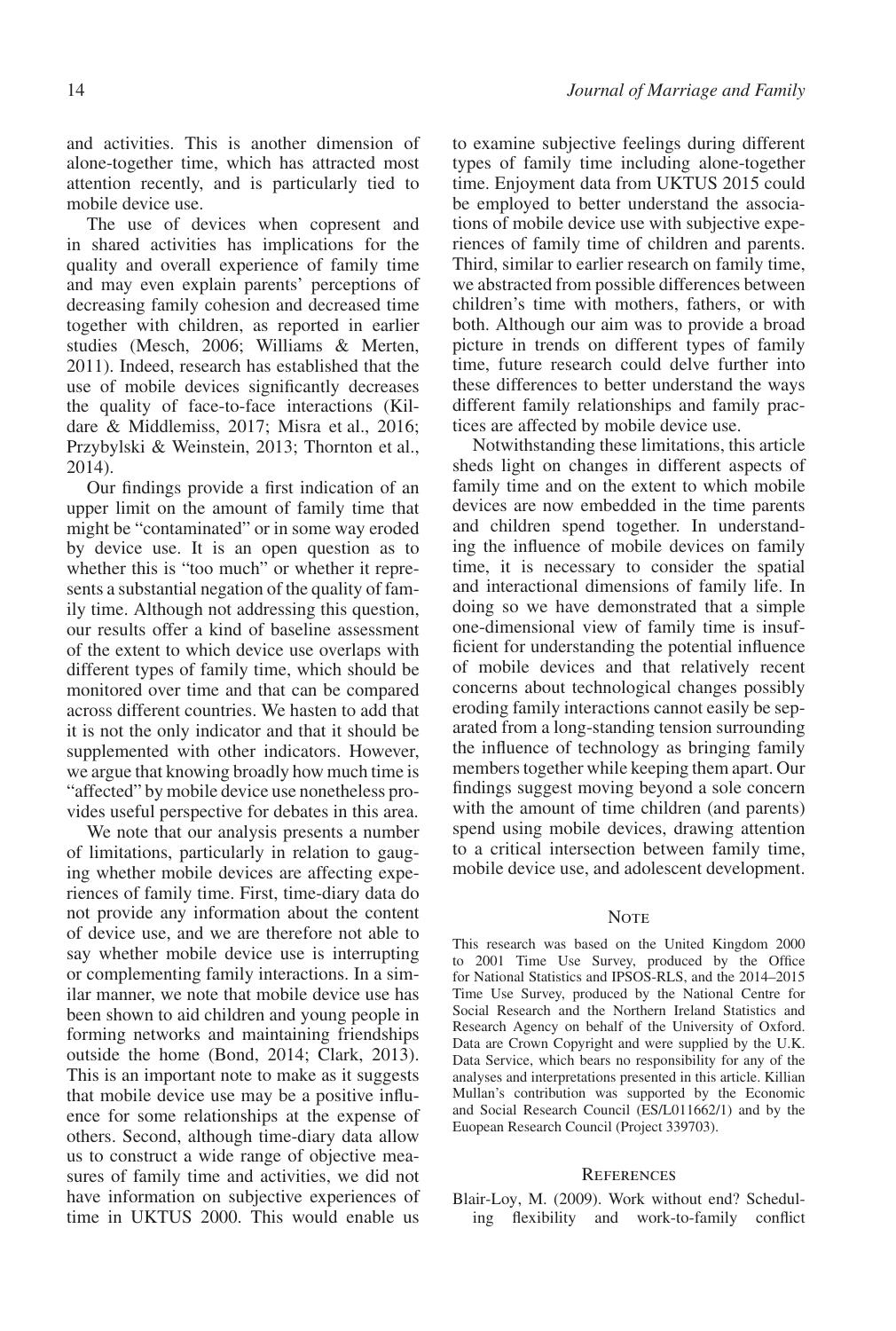and activities. This is another dimension of alone-together time, which has attracted most attention recently, and is particularly tied to mobile device use.

The use of devices when copresent and in shared activities has implications for the quality and overall experience of family time and may even explain parents' perceptions of decreasing family cohesion and decreased time together with children, as reported in earlier studies (Mesch, 2006; Williams & Merten, 2011). Indeed, research has established that the use of mobile devices significantly decreases the quality of face-to-face interactions (Kildare & Middlemiss, 2017; Misra et al., 2016; Przybylski & Weinstein, 2013; Thornton et al., 2014).

Our findings provide a first indication of an upper limit on the amount of family time that might be "contaminated" or in some way eroded by device use. It is an open question as to whether this is "too much" or whether it represents a substantial negation of the quality of family time. Although not addressing this question, our results offer a kind of baseline assessment of the extent to which device use overlaps with different types of family time, which should be monitored over time and that can be compared across different countries. We hasten to add that it is not the only indicator and that it should be supplemented with other indicators. However, we argue that knowing broadly how much time is "affected" by mobile device use nonetheless provides useful perspective for debates in this area.

We note that our analysis presents a number of limitations, particularly in relation to gauging whether mobile devices are affecting experiences of family time. First, time-diary data do not provide any information about the content of device use, and we are therefore not able to say whether mobile device use is interrupting or complementing family interactions. In a similar manner, we note that mobile device use has been shown to aid children and young people in forming networks and maintaining friendships outside the home (Bond, 2014; Clark, 2013). This is an important note to make as it suggests that mobile device use may be a positive influence for some relationships at the expense of others. Second, although time-diary data allow us to construct a wide range of objective measures of family time and activities, we did not have information on subjective experiences of time in UKTUS 2000. This would enable us to examine subjective feelings during different types of family time including alone-together time. Enjoyment data from UKTUS 2015 could be employed to better understand the associations of mobile device use with subjective experiences of family time of children and parents. Third, similar to earlier research on family time, we abstracted from possible differences between children's time with mothers, fathers, or with both. Although our aim was to provide a broad picture in trends on different types of family time, future research could delve further into these differences to better understand the ways different family relationships and family practices are affected by mobile device use.

Notwithstanding these limitations, this article sheds light on changes in different aspects of family time and on the extent to which mobile devices are now embedded in the time parents and children spend together. In understanding the influence of mobile devices on family time, it is necessary to consider the spatial and interactional dimensions of family life. In doing so we have demonstrated that a simple one-dimensional view of family time is insufficient for understanding the potential influence of mobile devices and that relatively recent concerns about technological changes possibly eroding family interactions cannot easily be separated from a long-standing tension surrounding the influence of technology as bringing family members together while keeping them apart. Our findings suggest moving beyond a sole concern with the amount of time children (and parents) spend using mobile devices, drawing attention to a critical intersection between family time, mobile device use, and adolescent development.

## Note

This research was based on the United Kingdom 2000 to 2001 Time Use Survey, produced by the Office for National Statistics and IPSOS-RLS, and the 2014–2015 Time Use Survey, produced by the National Centre for Social Research and the Northern Ireland Statistics and Research Agency on behalf of the University of Oxford. Data are Crown Copyright and were supplied by the U.K. Data Service, which bears no responsibility for any of the analyses and interpretations presented in this article. Killian Mullan's contribution was supported by the Economic and Social Research Council (ES/L011662/1) and by the Euopean Research Council (Project 339703).

## References

Blair-Loy, M. (2009). Work without end? Scheduling flexibility and work-to-family conflict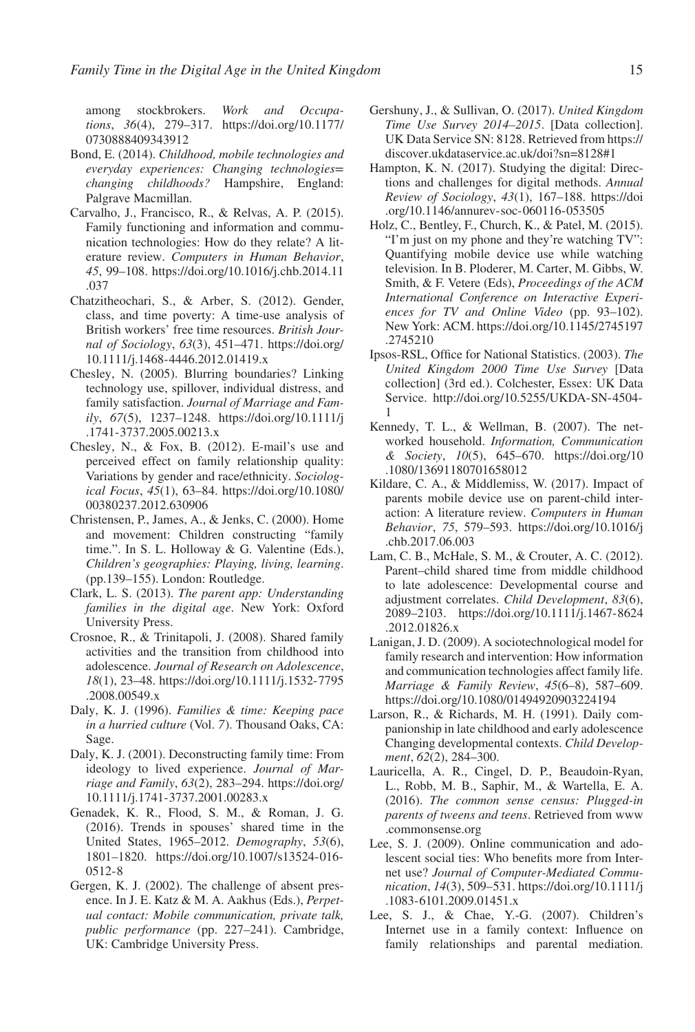among stockbrokers. *Work and Occupations*, *36*(4), 279–317. https://doi.org/10.1177/0730888409343912

Bond, E. (2014). *Childhood, mobile technologies and everyday experiences: Changing technologies= changing childhoods?* Hampshire, England: Palgrave Macmillan.

Carvalho, J., Francisco, R., & Relvas, A. P. (2015). Family functioning and information and communication technologies: How do they relate? A literature review. *Computers in Human Behavior*, *45*, 99–108. https://doi.org/10.1016/j.chb.2014.11.037

Chatzitheochari, S., & Arber, S. (2012). Gender, class, and time poverty: A time-use analysis of British workers' free time resources. *British Journal of Sociology*, *63*(3), 451–471. https://doi.org/10.1111/j.1468-4446.2012.01419.x

Chesley, N. (2005). Blurring boundaries? Linking technology use, spillover, individual distress, and family satisfaction. *Journal of Marriage and Family*, *67*(5), 1237–1248. https://doi.org/10.1111/j.1741-3737.2005.00213.x

Chesley, N., & Fox, B. (2012). E-mail's use and perceived effect on family relationship quality: Variations by gender and race/ethnicity. *Sociological Focus*, *45*(1), 63–84. https://doi.org/10.1080/00380237.2012.630906

Christensen, P., James, A., & Jenks, C. (2000). Home and movement: Children constructing "family time.". In S. L. Holloway & G. Valentine (Eds.), *Children's geographies: Playing, living, learning*. (pp.139–155). London: Routledge.

Clark, L. S. (2013). *The parent app: Understanding families in the digital age*. New York: Oxford University Press.

Crosnoe, R., & Trinitapoli, J. (2008). Shared family activities and the transition from childhood into adolescence. *Journal of Research on Adolescence*, *18*(1), 23–48. https://doi.org/10.1111/j.1532-7795.2008.00549.x

Daly, K. J. (1996). *Families & time: Keeping pace in a hurried culture* (Vol. *7*). Thousand Oaks, CA: Sage.

Daly, K. J. (2001). Deconstructing family time: From ideology to lived experience. *Journal of Marriage and Family*, *63*(2), 283–294. https://doi.org/10.1111/j.1741-3737.2001.00283.x

Genadek, K. R., Flood, S. M., & Roman, J. G. (2016). Trends in spouses' shared time in the United States, 1965–2012. *Demography*, *53*(6), 1801–1820. https://doi.org/10.1007/s13524-016-0512-8

Gergen, K. J. (2002). The challenge of absent presence. In J. E. Katz & M. A. Aakhus (Eds.), *Perpetual contact: Mobile communication, private talk, public performance* (pp. 227–241). Cambridge, UK: Cambridge University Press.

Gershuny, J., & Sullivan, O. (2017). *United Kingdom Time Use Survey 2014–2015*. [Data collection]. UK Data Service SN: 8128. Retrieved from https://discover.ukdataservice.ac.uk/doi?sn=8128#1

Hampton, K. N. (2017). Studying the digital: Directions and challenges for digital methods. *Annual Review of Sociology*, *43*(1), 167–188. https://doi.org/10.1146/annurev-soc-060116-053505

Holz, C., Bentley, F., Church, K., & Patel, M. (2015). "I'm just on my phone and they're watching TV": Quantifying mobile device use while watching television. In B. Ploderer, M. Carter, M. Gibbs, W. Smith, & F. Vetere (Eds), *Proceedings of the ACM International Conference on Interactive Experiences for TV and Online Video* (pp. 93–102). New York: ACM. https://doi.org/10.1145/2745197.2745210

Ipsos-RSL, Office for National Statistics. (2003). *The United Kingdom 2000 Time Use Survey* [Data collection] (3rd ed.). Colchester, Essex: UK Data Service. http://doi.org/10.5255/UKDA-SN-4504-1

Kennedy, T. L., & Wellman, B. (2007). The networked household. *Information, Communication & Society*, *10*(5), 645–670. https://doi.org/10.1080/13691180701658012

Kildare, C. A., & Middlemiss, W. (2017). Impact of parents mobile device use on parent-child interaction: A literature review. *Computers in Human Behavior*, *75*, 579–593. https://doi.org/10.1016/j.chb.2017.06.003

Lam, C. B., McHale, S. M., & Crouter, A. C. (2012). Parent–child shared time from middle childhood to late adolescence: Developmental course and adjustment correlates. *Child Development*, *83*(6), 2089–2103. https://doi.org/10.1111/j.1467-8624.2012.01826.x

Lanigan, J. D. (2009). A sociotechnological model for family research and intervention: How information and communication technologies affect family life. *Marriage & Family Review*, *45*(6–8), 587–609. https://doi.org/10.1080/01494920903224194

Larson, R., & Richards, M. H. (1991). Daily companionship in late childhood and early adolescence Changing developmental contexts. *Child Development*, *62*(2), 284–300.

Lauricella, A. R., Cingel, D. P., Beaudoin-Ryan, L., Robb, M. B., Saphir, M., & Wartella, E. A. (2016). *The common sense census: Plugged-in parents of tweens and teens*. Retrieved from www.commonsense.org

Lee, S. J. (2009). Online communication and adolescent social ties: Who benefits more from Internet use? *Journal of Computer-Mediated Communication*, *14*(3), 509–531. https://doi.org/10.1111/j.1083-6101.2009.01451.x

Lee, S. J., & Chae, Y.-G. (2007). Children's Internet use in a family context: Influence on family relationships and parental mediation.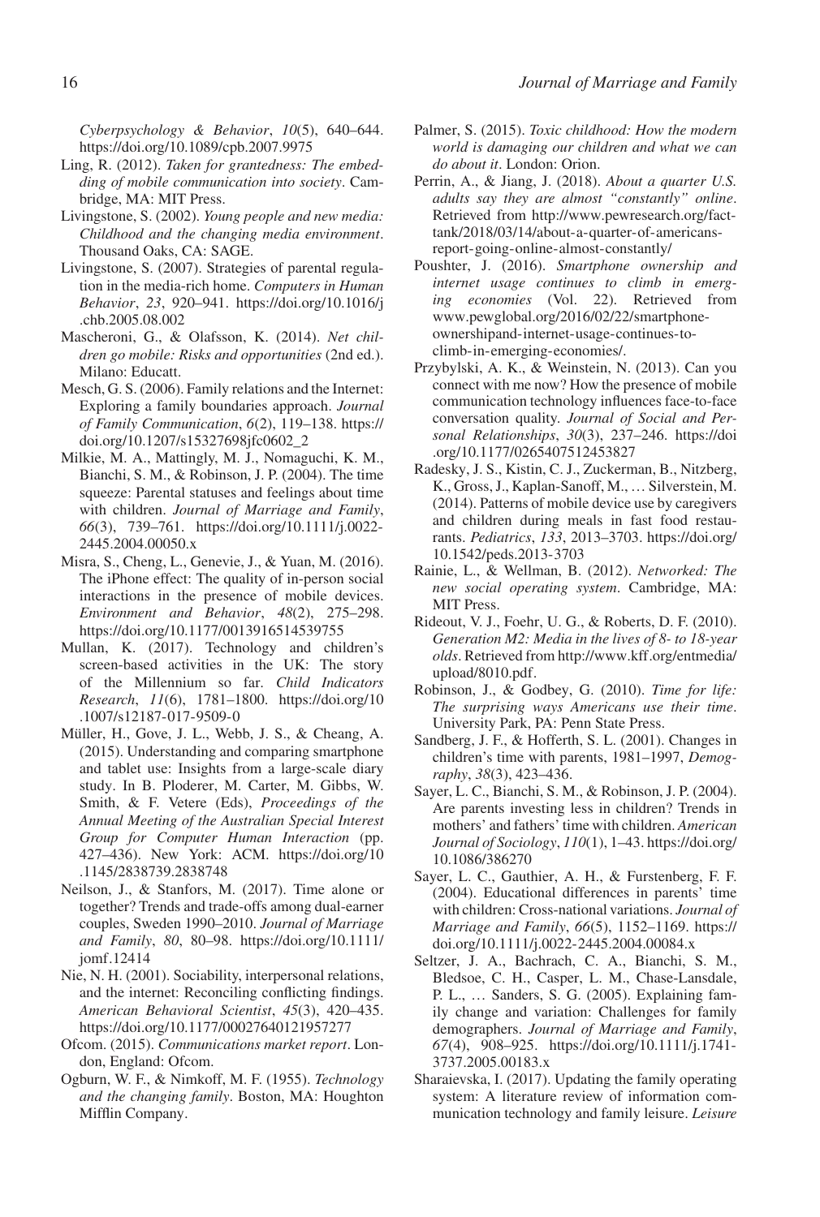*Cyberpsychology & Behavior*, *10*(5), 640–644. https://doi.org/10.1089/cpb.2007.9975

Ling, R. (2012). *Taken for grantedness: The embedding of mobile communication into society*. Cambridge, MA: MIT Press.

Livingstone, S. (2002). *Young people and new media: Childhood and the changing media environment*. Thousand Oaks, CA: SAGE.

Livingstone, S. (2007). Strategies of parental regulation in the media-rich home. *Computers in Human Behavior*, *23*, 920–941. https://doi.org/10.1016/j.chb.2005.08.002

Mascheroni, G., & Olafsson, K. (2014). *Net children go mobile: Risks and opportunities* (2nd ed.). Milano: Educatt.

Mesch, G. S. (2006). Family relations and the Internet: Exploring a family boundaries approach. *Journal of Family Communication*, *6*(2), 119–138. https://doi.org/10.1207/s15327698jfc0602_2

Milkie, M. A., Mattingly, M. J., Nomaguchi, K. M., Bianchi, S. M., & Robinson, J. P. (2004). The time squeeze: Parental statuses and feelings about time with children. *Journal of Marriage and Family*, *66*(3), 739–761. https://doi.org/10.1111/j.0022-2445.2004.00050.x

Misra, S., Cheng, L., Genevie, J., & Yuan, M. (2016). The iPhone effect: The quality of in-person social interactions in the presence of mobile devices. *Environment and Behavior*, *48*(2), 275–298. https://doi.org/10.1177/0013916514539755

Mullan, K. (2017). Technology and children's screen-based activities in the UK: The story of the Millennium so far. *Child Indicators Research*, *11*(6), 1781–1800. https://doi.org/10.1007/s12187-017-9509-0

Müller, H., Gove, J. L., Webb, J. S., & Cheang, A. (2015). Understanding and comparing smartphone and tablet use: Insights from a large-scale diary study. In B. Ploderer, M. Carter, M. Gibbs, W. Smith, & F. Vetere (Eds), *Proceedings of the Annual Meeting of the Australian Special Interest Group for Computer Human Interaction* (pp. 427–436). New York: ACM. https://doi.org/10.1145/2838739.2838748

Neilson, J., & Stanfors, M. (2017). Time alone or together? Trends and trade-offs among dual-earner couples, Sweden 1990–2010. *Journal of Marriage and Family*, *80*, 80–98. https://doi.org/10.1111/jomf.12414

Nie, N. H. (2001). Sociability, interpersonal relations, and the internet: Reconciling conflicting findings. *American Behavioral Scientist*, *45*(3), 420–435. https://doi.org/10.1177/00027640121957277

Ofcom. (2015). *Communications market report*. London, England: Ofcom.

Ogburn, W. F., & Nimkoff, M. F. (1955). *Technology and the changing family*. Boston, MA: Houghton Mifflin Company.

Palmer, S. (2015). *Toxic childhood: How the modern world is damaging our children and what we can do about it*. London: Orion.

Perrin, A., & Jiang, J. (2018). *About a quarter U.S. adults say they are almost "constantly" online*. Retrieved from http://www.pewresearch.org/fact-tank/2018/03/14/about-a-quarter-of-americans-report-going-online-almost-constantly/

Poushter, J. (2016). *Smartphone ownership and internet usage continues to climb in emerging economies* (Vol. 22). Retrieved from www.pewglobal.org/2016/02/22/smartphone-ownershipand-internet-usage-continues-to-climb-in-emerging-economies/.

Przybylski, A. K., & Weinstein, N. (2013). Can you connect with me now? How the presence of mobile communication technology influences face-to-face conversation quality. *Journal of Social and Personal Relationships*, *30*(3), 237–246. https://doi.org/10.1177/0265407512453827

Radesky, J. S., Kistin, C. J., Zuckerman, B., Nitzberg, K., Gross, J., Kaplan-Sanoff, M., … Silverstein, M. (2014). Patterns of mobile device use by caregivers and children during meals in fast food restaurants. *Pediatrics*, *133*, 2013–3703. https://doi.org/10.1542/peds.2013-3703

Rainie, L., & Wellman, B. (2012). *Networked: The new social operating system*. Cambridge, MA: MIT Press.

Rideout, V. J., Foehr, U. G., & Roberts, D. F. (2010). *Generation M2: Media in the lives of 8- to 18-year olds*. Retrieved from http://www.kff.org/entmedia/upload/8010.pdf.

Robinson, J., & Godbey, G. (2010). *Time for life: The surprising ways Americans use their time*. University Park, PA: Penn State Press.

Sandberg, J. F., & Hofferth, S. L. (2001). Changes in children's time with parents, 1981–1997, *Demography*, *38*(3), 423–436.

Sayer, L. C., Bianchi, S. M., & Robinson, J. P. (2004). Are parents investing less in children? Trends in mothers' and fathers' time with children. *American Journal of Sociology*, *110*(1), 1–43. https://doi.org/10.1086/386270

Sayer, L. C., Gauthier, A. H., & Furstenberg, F. F. (2004). Educational differences in parents' time with children: Cross-national variations. *Journal of Marriage and Family*, *66*(5), 1152–1169. https://doi.org/10.1111/j.0022-2445.2004.00084.x

Seltzer, J. A., Bachrach, C. A., Bianchi, S. M., Bledsoe, C. H., Casper, L. M., Chase-Lansdale, P. L., … Sanders, S. G. (2005). Explaining family change and variation: Challenges for family demographers. *Journal of Marriage and Family*, *67*(4), 908–925. https://doi.org/10.1111/j.1741-3737.2005.00183.x

Sharaievska, I. (2017). Updating the family operating system: A literature review of information communication technology and family leisure. *Leisure*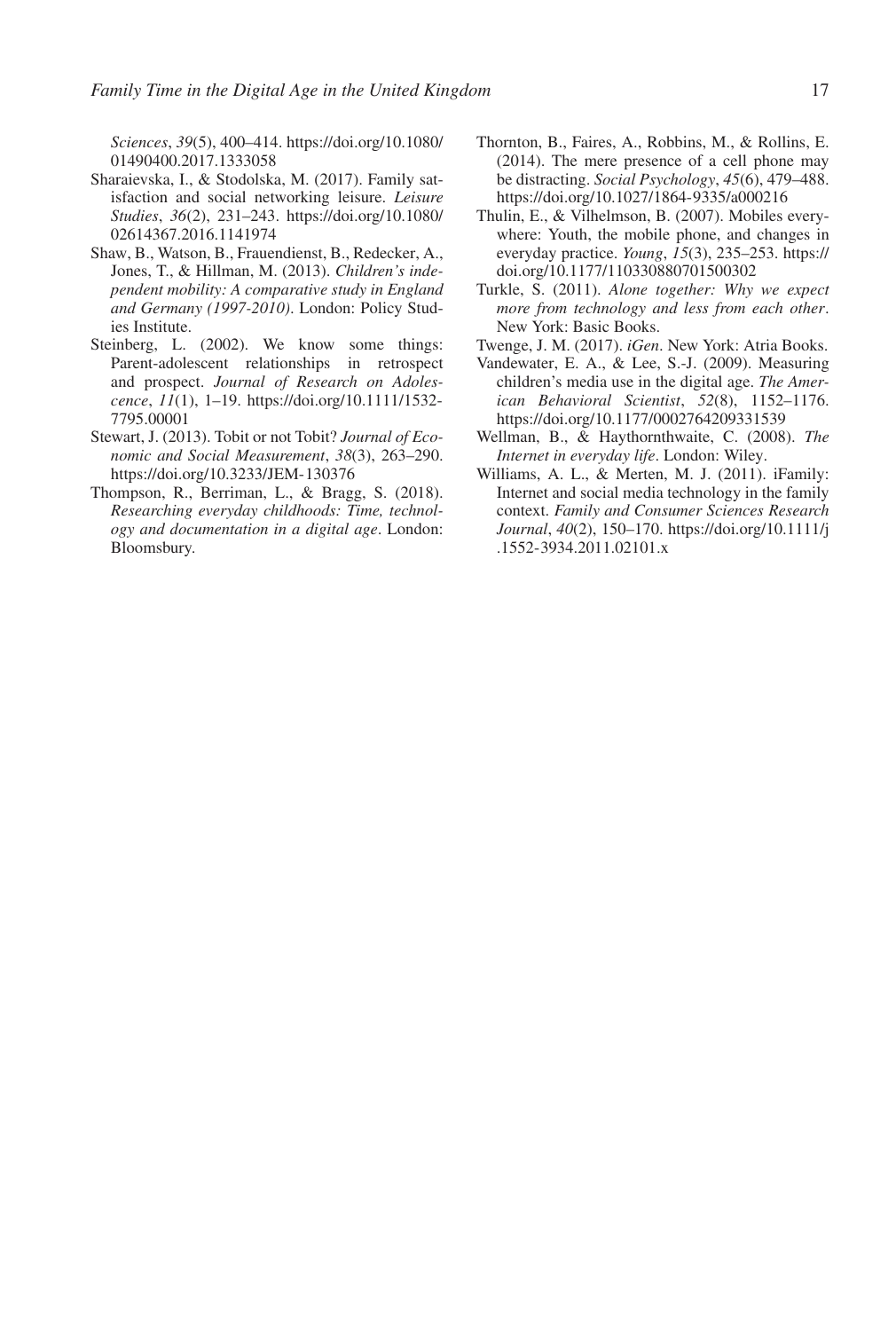*Sciences*, *39*(5), 400–414. https://doi.org/10.1080/01490400.2017.1333058

Sharaievska, I., & Stodolska, M. (2017). Family satisfaction and social networking leisure. *Leisure Studies*, *36*(2), 231–243. https://doi.org/10.1080/02614367.2016.1141974

Shaw, B., Watson, B., Frauendienst, B., Redecker, A., Jones, T., & Hillman, M. (2013). *Children's independent mobility: A comparative study in England and Germany (1997-2010)*. London: Policy Studies Institute.

Steinberg, L. (2002). We know some things: Parent-adolescent relationships in retrospect and prospect. *Journal of Research on Adolescence*, *11*(1), 1–19. https://doi.org/10.1111/1532-7795.00001

Stewart, J. (2013). Tobit or not Tobit? *Journal of Economic and Social Measurement*, *38*(3), 263–290. https://doi.org/10.3233/JEM-130376

Thompson, R., Berriman, L., & Bragg, S. (2018). *Researching everyday childhoods: Time, technology and documentation in a digital age*. London: Bloomsbury.

Thornton, B., Faires, A., Robbins, M., & Rollins, E. (2014). The mere presence of a cell phone may be distracting. *Social Psychology*, *45*(6), 479–488. https://doi.org/10.1027/1864-9335/a000216

Thulin, E., & Vilhelmson, B. (2007). Mobiles everywhere: Youth, the mobile phone, and changes in everyday practice. *Young*, *15*(3), 235–253. https://doi.org/10.1177/110330880701500302

Turkle, S. (2011). *Alone together: Why we expect more from technology and less from each other*. New York: Basic Books.

Twenge, J. M. (2017). *iGen*. New York: Atria Books.

Vandewater, E. A., & Lee, S.-J. (2009). Measuring children's media use in the digital age. *The American Behavioral Scientist*, *52*(8), 1152–1176. https://doi.org/10.1177/0002764209331539

Wellman, B., & Haythornthwaite, C. (2008). *The Internet in everyday life*. London: Wiley.

Williams, A. L., & Merten, M. J. (2011). iFamily: Internet and social media technology in the family context. *Family and Consumer Sciences Research Journal*, *40*(2), 150–170. https://doi.org/10.1111/j.1552-3934.2011.02101.x